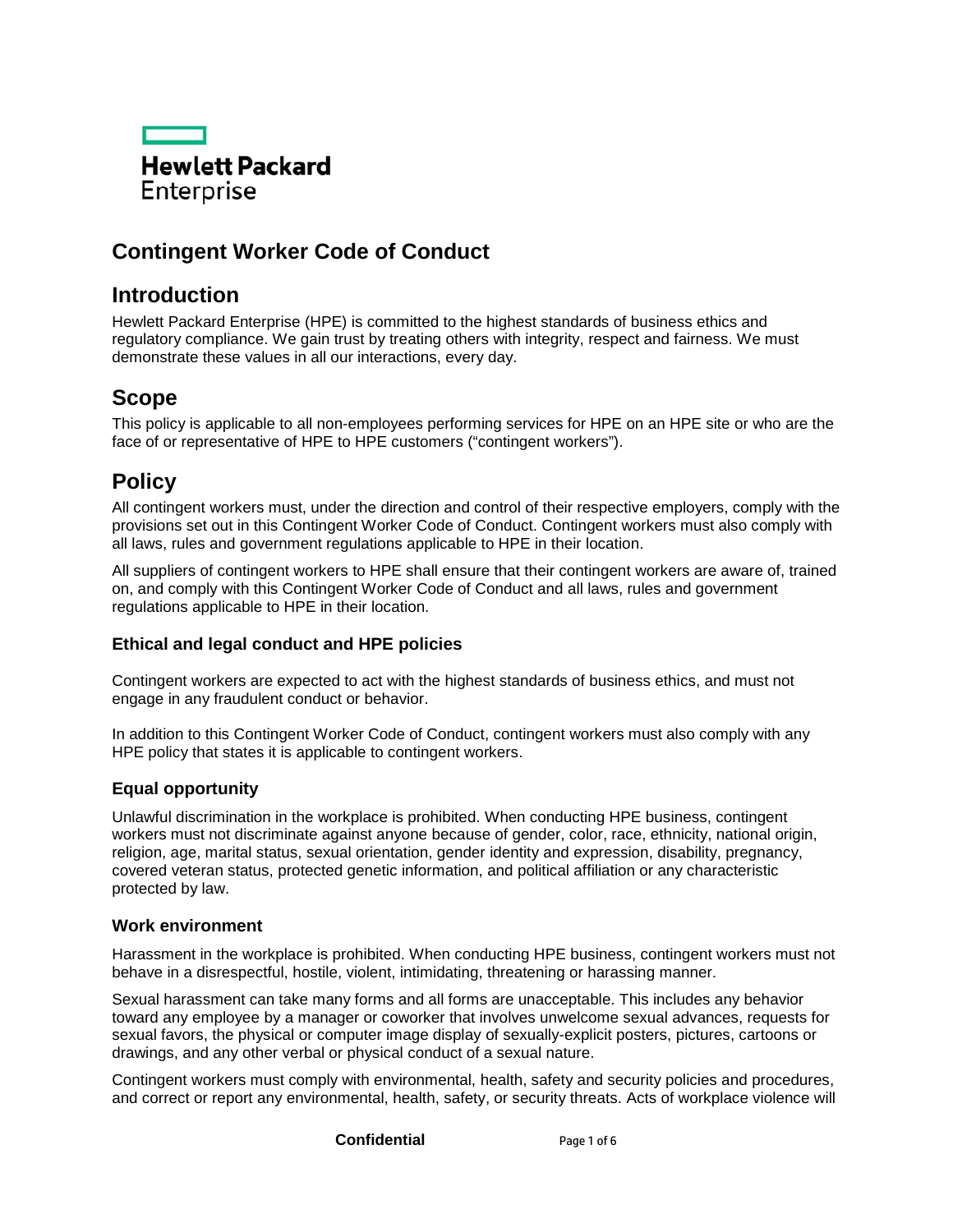Hewlett Packard Enterprise

# Contingent Worker Code of Conduct

## Introduction

Hewlett Packard Enterprise (HPE) is committed to the highest standards of business ethics and regulatory compliance. We gain trust by treating others with integrity, respect and fairness. We must demonstrate these values in all our interactions, every day.

## Scope

This policy is applicable to all non-employees performing services for HPE on an HPE site or who are the face of or representative of HPE to HPE customers ("contingent workers").

## Policy

All contingent workers must, under the direction and control of their respective employers, comply with the provisions set out in this Contingent Worker Code of Conduct. Contingent workers must also comply with all laws, rules and government regulations applicable to HPE in their location.

All suppliers of contingent workers to HPE shall ensure that their contingent workers are aware of, trained on, and comply with this Contingent Worker Code of Conduct and all laws, rules and government regulations applicable to HPE in their location.

### Ethical and legal conduct and HPE policies

Contingent workers are expected to act with the highest standards of business ethics, and must not engage in any fraudulent conduct or behavior.

In addition to this Contingent Worker Code of Conduct, contingent workers must also comply with any HPE policy that states it is applicable to contingent workers.

### Equal opportunity

Unlawful discrimination in the workplace is prohibited. When conducting HPE business, contingent workers must not discriminate against anyone because of gender, color, race, ethnicity, national origin, religion, age, marital status, sexual orientation, gender identity and expression, disability, pregnancy, covered veteran status, protected genetic information, and political affiliation or any characteristic protected by law.

### Work environment

Harassment in the workplace is prohibited. When conducting HPE business, contingent workers must not behave in a disrespectful, hostile, violent, intimidating, threatening or harassing manner.

Sexual harassment can take many forms and all forms are unacceptable. This includes any behavior toward any employee by a manager or coworker that involves unwelcome sexual advances, requests for sexual favors, the physical or computer image display of sexually-explicit posters, pictures, cartoons or drawings, and any other verbal or physical conduct of a sexual nature.

Contingent workers must comply with environmental, health, safety and security policies and procedures, and correct or report any environmental, health, safety, or security threats. Acts of workplace violence will

Confidential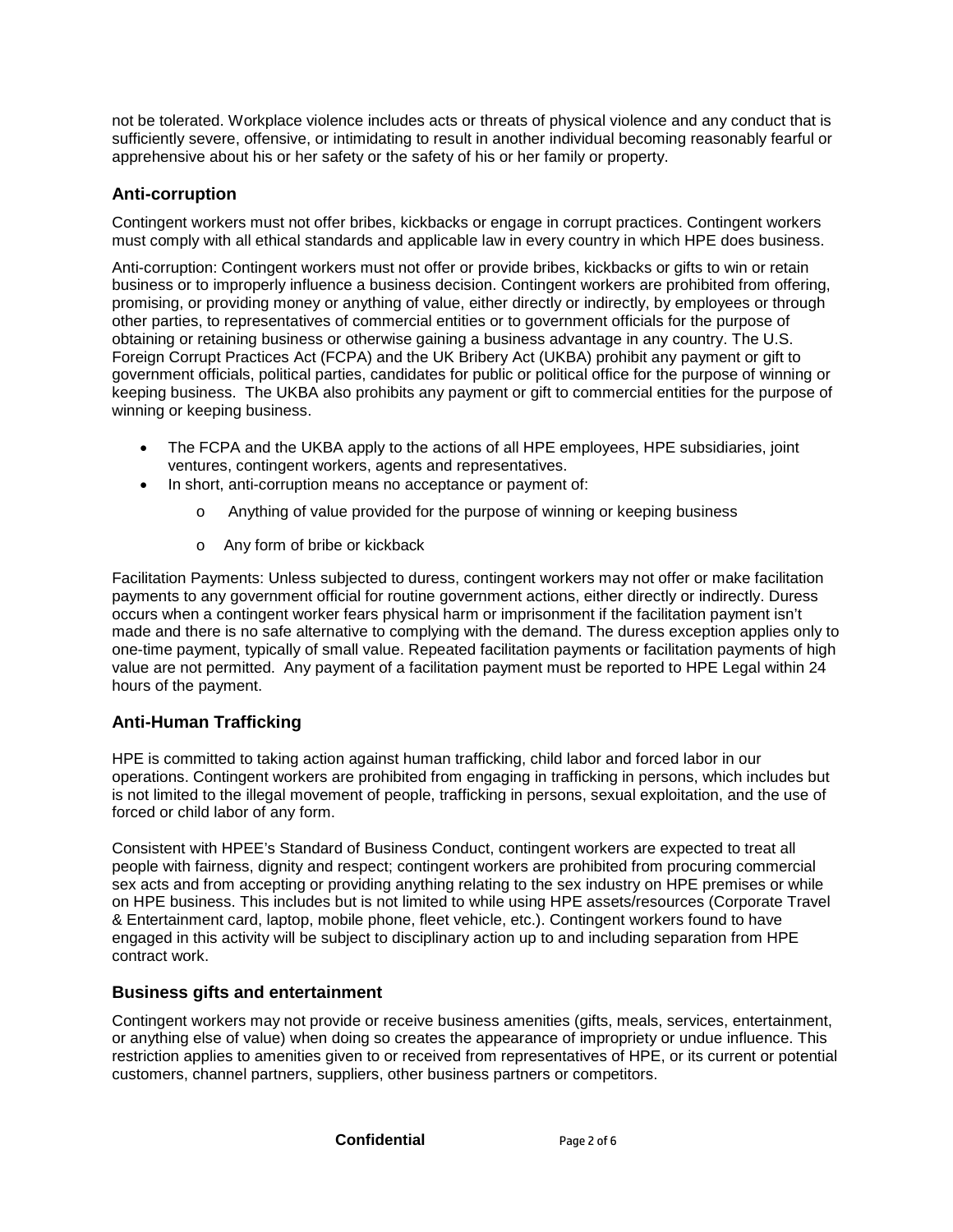not be tolerated. Workplace violence includes acts or threats of physical violence and any conduct that is sufficiently severe, offensive, or intimidating to result in another individual becoming reasonably fearful or apprehensive about his or her safety or the safety of his or her family or property.

## Anti-corruption

Contingent workers must not offer bribes, kickbacks or engage in corrupt practices. Contingent workers must comply with all ethical standards and applicable law in every country in which HPE does business.

Anti-corruption: Contingent workers must not offer or provide bribes, kickbacks or gifts to win or retain business or to improperly influence a business decision. Contingent workers are prohibited from offering, promising, or providing money or anything of value, either directly or indirectly, by employees or through other parties, to representatives of commercial entities or to government officials for the purpose of obtaining or retaining business or otherwise gaining a business advantage in any country. The U.S. Foreign Corrupt Practices Act (FCPA) and the UK Bribery Act (UKBA) prohibit any payment or gift to government officials, political parties, candidates for public or political office for the purpose of winning or keeping business. The UKBA also prohibits any payment or gift to commercial entities for the purpose of winning or keeping business.

- The FCPA and the UKBA apply to the actions of all HPE employees, HPE subsidiaries, joint ventures, contingent workers, agents and representatives.
- In short, anti-corruption means no acceptance or payment of:
  - Anything of value provided for the purpose of winning or keeping business
  - Any form of bribe or kickback

Facilitation Payments: Unless subjected to duress, contingent workers may not offer or make facilitation payments to any government official for routine government actions, either directly or indirectly. Duress occurs when a contingent worker fears physical harm or imprisonment if the facilitation payment isn't made and there is no safe alternative to complying with the demand. The duress exception applies only to one-time payment, typically of small value. Repeated facilitation payments or facilitation payments of high value are not permitted. Any payment of a facilitation payment must be reported to HPE Legal within 24 hours of the payment.

## Anti-Human Trafficking

HPE is committed to taking action against human trafficking, child labor and forced labor in our operations. Contingent workers are prohibited from engaging in trafficking in persons, which includes but is not limited to the illegal movement of people, trafficking in persons, sexual exploitation, and the use of forced or child labor of any form.

Consistent with HPEE's Standard of Business Conduct, contingent workers are expected to treat all people with fairness, dignity and respect; contingent workers are prohibited from procuring commercial sex acts and from accepting or providing anything relating to the sex industry on HPE premises or while on HPE business. This includes but is not limited to while using HPE assets/resources (Corporate Travel & Entertainment card, laptop, mobile phone, fleet vehicle, etc.). Contingent workers found to have engaged in this activity will be subject to disciplinary action up to and including separation from HPE contract work.

## Business gifts and entertainment

Contingent workers may not provide or receive business amenities (gifts, meals, services, entertainment, or anything else of value) when doing so creates the appearance of impropriety or undue influence. This restriction applies to amenities given to or received from representatives of HPE, or its current or potential customers, channel partners, suppliers, other business partners or competitors.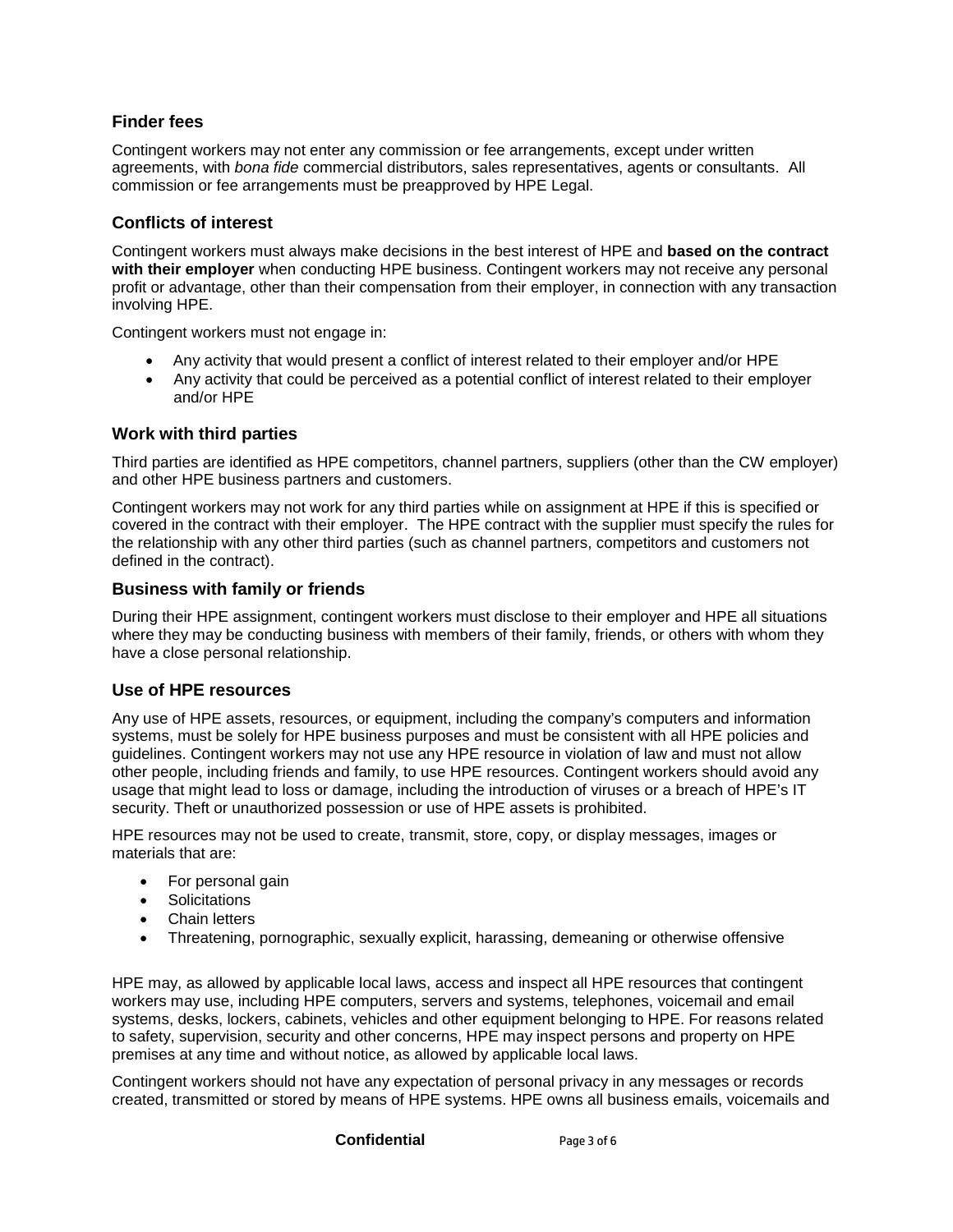### Finder fees

Contingent workers may not enter any commission or fee arrangements, except under written agreements, with *bona fide* commercial distributors, sales representatives, agents or consultants.  All commission or fee arrangements must be preapproved by HPE Legal.

### Conflicts of interest

Contingent workers must always make decisions in the best interest of HPE and **based on the contract with their employer** when conducting HPE business. Contingent workers may not receive any personal profit or advantage, other than their compensation from their employer, in connection with any transaction involving HPE.

Contingent workers must not engage in:

- Any activity that would present a conflict of interest related to their employer and/or HPE
- Any activity that could be perceived as a potential conflict of interest related to their employer and/or HPE

### Work with third parties

Third parties are identified as HPE competitors, channel partners, suppliers (other than the CW employer) and other HPE business partners and customers.

Contingent workers may not work for any third parties while on assignment at HPE if this is specified or covered in the contract with their employer.  The HPE contract with the supplier must specify the rules for the relationship with any other third parties (such as channel partners, competitors and customers not defined in the contract).

### Business with family or friends

During their HPE assignment, contingent workers must disclose to their employer and HPE all situations where they may be conducting business with members of their family, friends, or others with whom they have a close personal relationship.

### Use of HPE resources

Any use of HPE assets, resources, or equipment, including the company's computers and information systems, must be solely for HPE business purposes and must be consistent with all HPE policies and guidelines. Contingent workers may not use any HPE resource in violation of law and must not allow other people, including friends and family, to use HPE resources. Contingent workers should avoid any usage that might lead to loss or damage, including the introduction of viruses or a breach of HPE's IT security. Theft or unauthorized possession or use of HPE assets is prohibited.

HPE resources may not be used to create, transmit, store, copy, or display messages, images or materials that are:

- For personal gain
- Solicitations
- Chain letters
- Threatening, pornographic, sexually explicit, harassing, demeaning or otherwise offensive

HPE may, as allowed by applicable local laws, access and inspect all HPE resources that contingent workers may use, including HPE computers, servers and systems, telephones, voicemail and email systems, desks, lockers, cabinets, vehicles and other equipment belonging to HPE. For reasons related to safety, supervision, security and other concerns, HPE may inspect persons and property on HPE premises at any time and without notice, as allowed by applicable local laws.

Contingent workers should not have any expectation of personal privacy in any messages or records created, transmitted or stored by means of HPE systems. HPE owns all business emails, voicemails and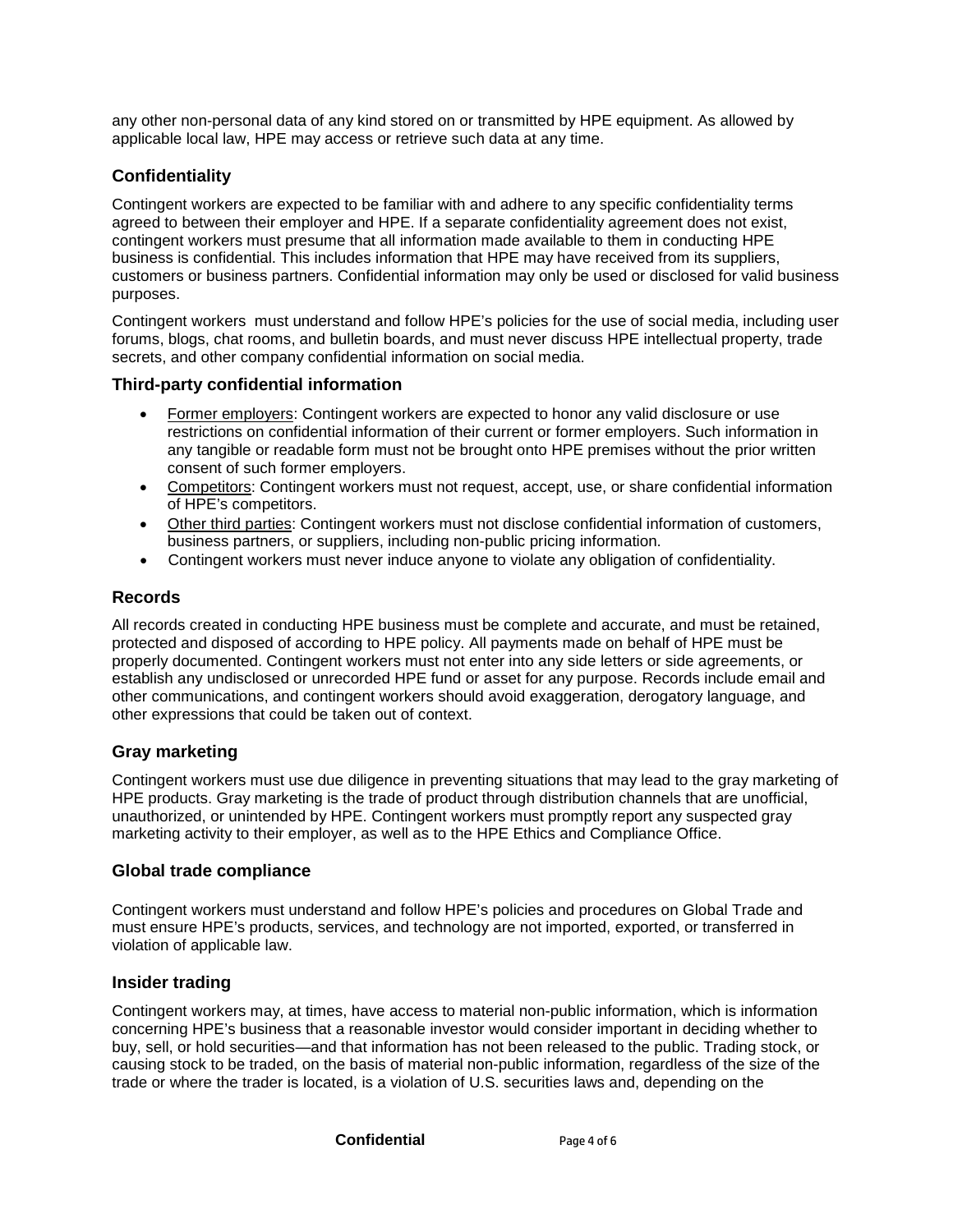any other non-personal data of any kind stored on or transmitted by HPE equipment. As allowed by applicable local law, HPE may access or retrieve such data at any time.

### Confidentiality

Contingent workers are expected to be familiar with and adhere to any specific confidentiality terms agreed to between their employer and HPE. If a separate confidentiality agreement does not exist, contingent workers must presume that all information made available to them in conducting HPE business is confidential. This includes information that HPE may have received from its suppliers, customers or business partners. Confidential information may only be used or disclosed for valid business purposes.

Contingent workers must understand and follow HPE's policies for the use of social media, including user forums, blogs, chat rooms, and bulletin boards, and must never discuss HPE intellectual property, trade secrets, and other company confidential information on social media.

### Third-party confidential information

- Former employers: Contingent workers are expected to honor any valid disclosure or use restrictions on confidential information of their current or former employers. Such information in any tangible or readable form must not be brought onto HPE premises without the prior written consent of such former employers.
- Competitors: Contingent workers must not request, accept, use, or share confidential information of HPE's competitors.
- Other third parties: Contingent workers must not disclose confidential information of customers, business partners, or suppliers, including non-public pricing information.
- Contingent workers must never induce anyone to violate any obligation of confidentiality.

### Records

All records created in conducting HPE business must be complete and accurate, and must be retained, protected and disposed of according to HPE policy. All payments made on behalf of HPE must be properly documented. Contingent workers must not enter into any side letters or side agreements, or establish any undisclosed or unrecorded HPE fund or asset for any purpose. Records include email and other communications, and contingent workers should avoid exaggeration, derogatory language, and other expressions that could be taken out of context.

### Gray marketing

Contingent workers must use due diligence in preventing situations that may lead to the gray marketing of HPE products. Gray marketing is the trade of product through distribution channels that are unofficial, unauthorized, or unintended by HPE. Contingent workers must promptly report any suspected gray marketing activity to their employer, as well as to the HPE Ethics and Compliance Office.

### Global trade compliance

Contingent workers must understand and follow HPE's policies and procedures on Global Trade and must ensure HPE's products, services, and technology are not imported, exported, or transferred in violation of applicable law.

### Insider trading

Contingent workers may, at times, have access to material non-public information, which is information concerning HPE's business that a reasonable investor would consider important in deciding whether to buy, sell, or hold securities—and that information has not been released to the public. Trading stock, or causing stock to be traded, on the basis of material non-public information, regardless of the size of the trade or where the trader is located, is a violation of U.S. securities laws and, depending on the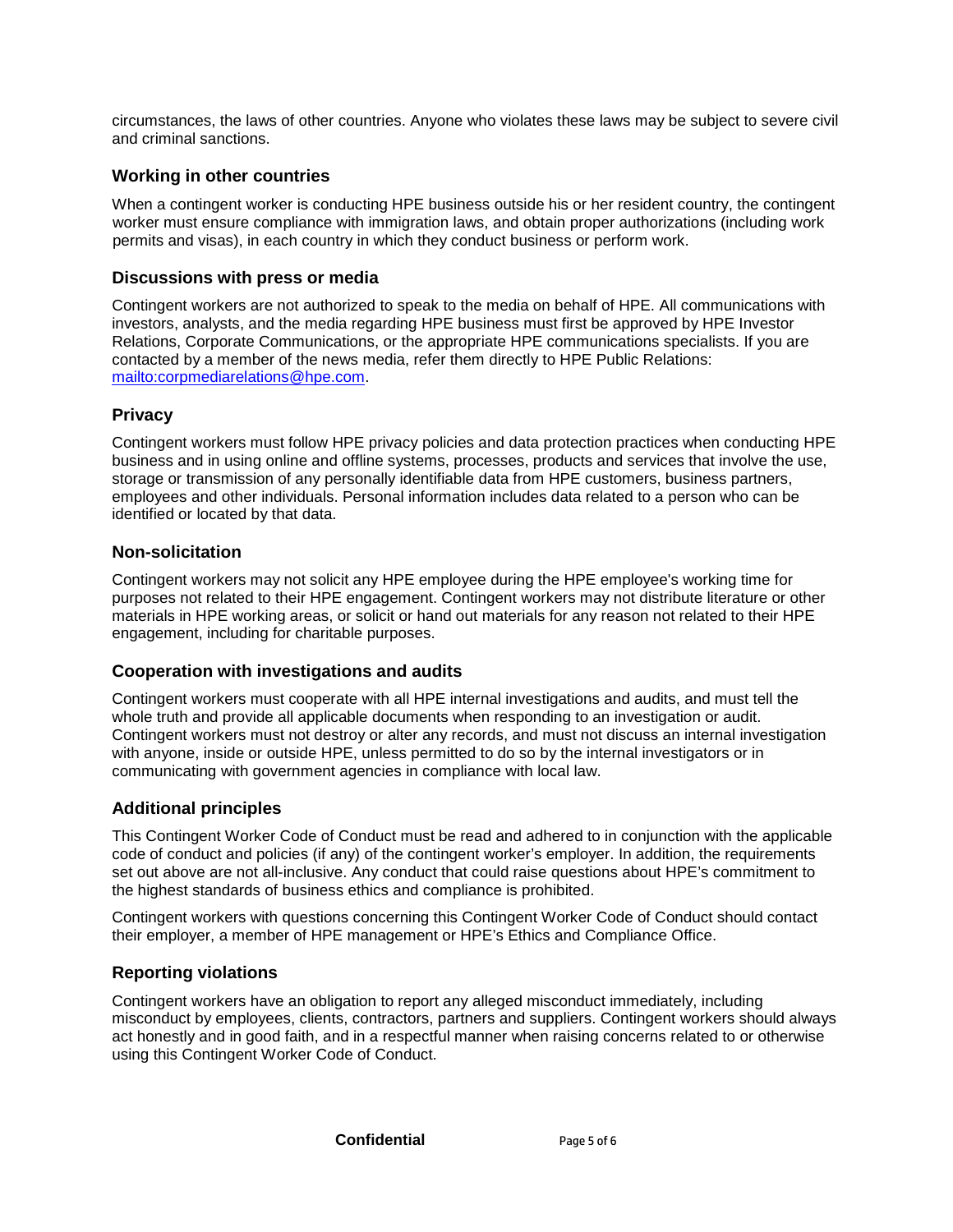circumstances, the laws of other countries. Anyone who violates these laws may be subject to severe civil and criminal sanctions.

### Working in other countries

When a contingent worker is conducting HPE business outside his or her resident country, the contingent worker must ensure compliance with immigration laws, and obtain proper authorizations (including work permits and visas), in each country in which they conduct business or perform work.

### Discussions with press or media

Contingent workers are not authorized to speak to the media on behalf of HPE. All communications with investors, analysts, and the media regarding HPE business must first be approved by HPE Investor Relations, Corporate Communications, or the appropriate HPE communications specialists. If you are contacted by a member of the news media, refer them directly to HPE Public Relations: mailto:corpmediarelations@hpe.com.

### Privacy

Contingent workers must follow HPE privacy policies and data protection practices when conducting HPE business and in using online and offline systems, processes, products and services that involve the use, storage or transmission of any personally identifiable data from HPE customers, business partners, employees and other individuals. Personal information includes data related to a person who can be identified or located by that data.

### Non-solicitation

Contingent workers may not solicit any HPE employee during the HPE employee's working time for purposes not related to their HPE engagement. Contingent workers may not distribute literature or other materials in HPE working areas, or solicit or hand out materials for any reason not related to their HPE engagement, including for charitable purposes.

### Cooperation with investigations and audits

Contingent workers must cooperate with all HPE internal investigations and audits, and must tell the whole truth and provide all applicable documents when responding to an investigation or audit. Contingent workers must not destroy or alter any records, and must not discuss an internal investigation with anyone, inside or outside HPE, unless permitted to do so by the internal investigators or in communicating with government agencies in compliance with local law.

### Additional principles

This Contingent Worker Code of Conduct must be read and adhered to in conjunction with the applicable code of conduct and policies (if any) of the contingent worker's employer. In addition, the requirements set out above are not all-inclusive. Any conduct that could raise questions about HPE's commitment to the highest standards of business ethics and compliance is prohibited.

Contingent workers with questions concerning this Contingent Worker Code of Conduct should contact their employer, a member of HPE management or HPE's Ethics and Compliance Office.

### Reporting violations

Contingent workers have an obligation to report any alleged misconduct immediately, including misconduct by employees, clients, contractors, partners and suppliers. Contingent workers should always act honestly and in good faith, and in a respectful manner when raising concerns related to or otherwise using this Contingent Worker Code of Conduct.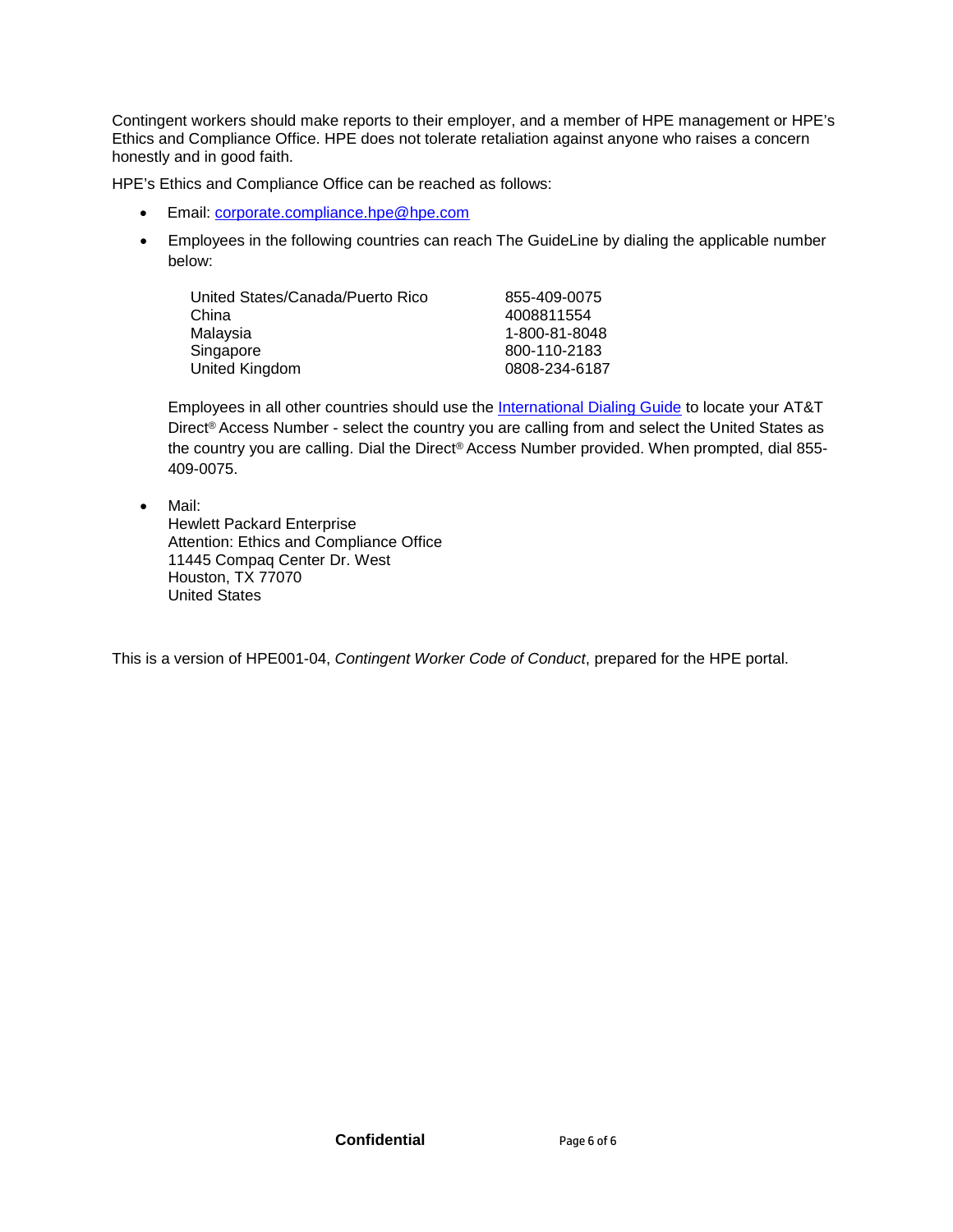Contingent workers should make reports to their employer, and a member of HPE management or HPE's Ethics and Compliance Office. HPE does not tolerate retaliation against anyone who raises a concern honestly and in good faith.

HPE's Ethics and Compliance Office can be reached as follows:

- Email: corporate.compliance.hpe@hpe.com
- Employees in the following countries can reach The GuideLine by dialing the applicable number below:

| | |
|---|---|
| United States/Canada/Puerto Rico | 855-409-0075 |
| China | 4008811554 |
| Malaysia | 1-800-81-8048 |
| Singapore | 800-110-2183 |
| United Kingdom | 0808-234-6187 |

  Employees in all other countries should use the International Dialing Guide to locate your AT&T Direct® Access Number - select the country you are calling from and select the United States as the country you are calling. Dial the Direct® Access Number provided. When prompted, dial 855-409-0075.

- Mail:
  Hewlett Packard Enterprise
  Attention: Ethics and Compliance Office
  11445 Compaq Center Dr. West
  Houston, TX 77070
  United States

This is a version of HPE001-04, *Contingent Worker Code of Conduct*, prepared for the HPE portal.

**Confidential**